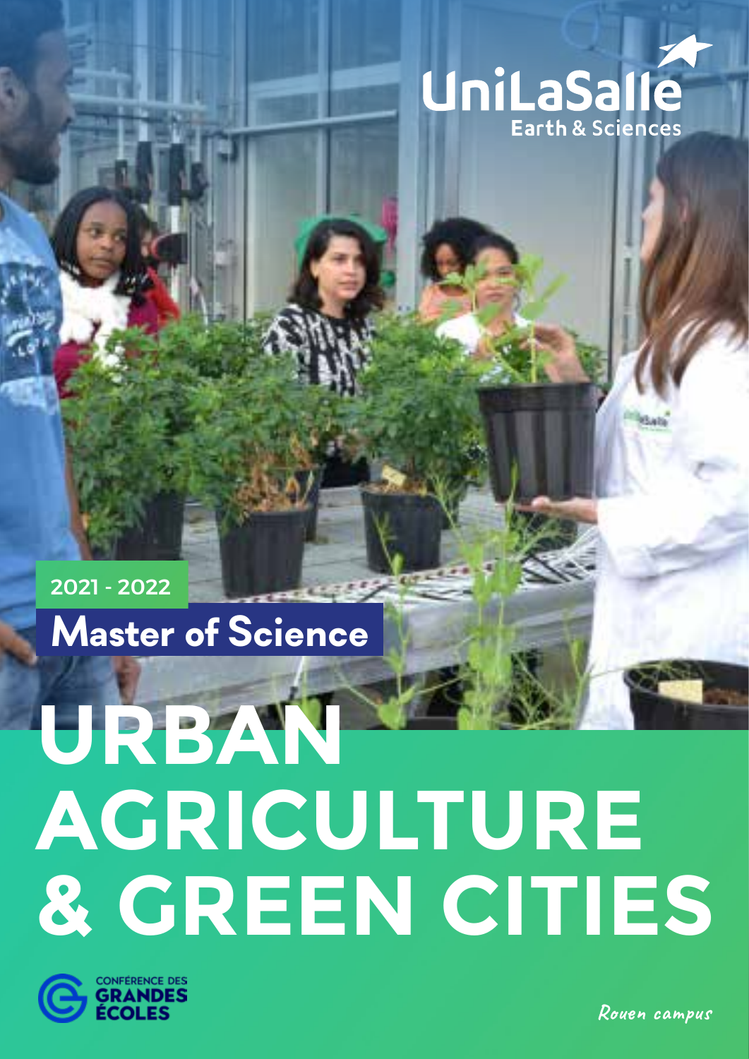UniLaSalle
Earth & Sciences

2021 - 2022

## Master of Science

# URBAN AGRICULTURE & GREEN CITIES

CONFÉRENCE DES GRANDES ÉCOLES

*Rouen campus*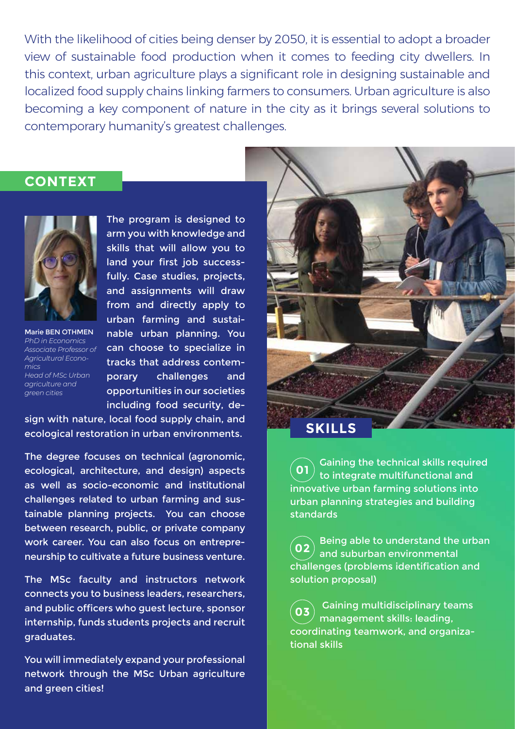With the likelihood of cities being denser by 2050, it is essential to adopt a broader view of sustainable food production when it comes to feeding city dwellers. In this context, urban agriculture plays a significant role in designing sustainable and localized food supply chains linking farmers to consumers. Urban agriculture is also becoming a key component of nature in the city as it brings several solutions to contemporary humanity's greatest challenges.

## CONTEXT

**Marie BEN OTHMEN**
*PhD in Economics*
*Associate Professor of Agricultural Economics*
*Head of MSc Urban agriculture and green cities*

The program is designed to arm you with knowledge and skills that will allow you to land your first job successfully. Case studies, projects, and assignments will draw from and directly apply to urban farming and sustainable urban planning. You can choose to specialize in tracks that address contemporary challenges and opportunities in our societies including food security, design with nature, local food supply chain, and ecological restoration in urban environments.

The degree focuses on technical (agronomic, ecological, architecture, and design) aspects as well as socio-economic and institutional challenges related to urban farming and sustainable planning projects. You can choose between research, public, or private company work career. You can also focus on entrepreneurship to cultivate a future business venture.

The MSc faculty and instructors network connects you to business leaders, researchers, and public officers who guest lecture, sponsor internship, funds students projects and recruit graduates.

You will immediately expand your professional network through the MSc Urban agriculture and green cities!

## SKILLS

**01** Gaining the technical skills required to integrate multifunctional and innovative urban farming solutions into urban planning strategies and building standards

**02** Being able to understand the urban and suburban environmental challenges (problems identification and solution proposal)

**03** Gaining multidisciplinary teams management skills: leading, coordinating teamwork, and organizational skills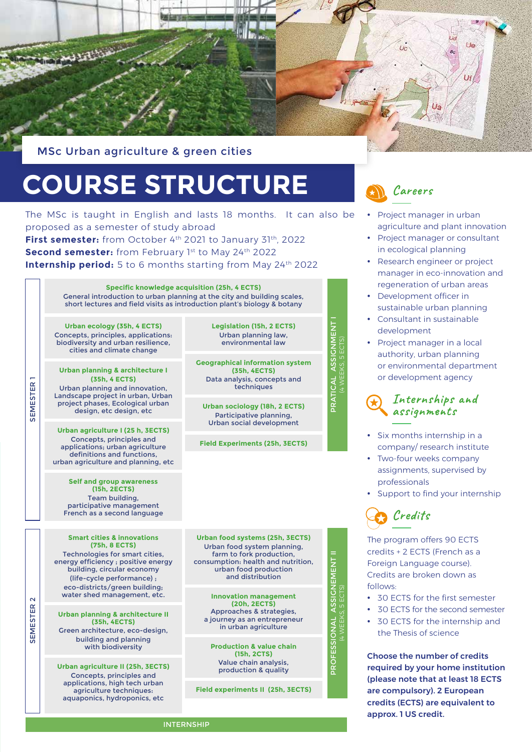MSc Urban agriculture & green cities

# COURSE STRUCTURE

The MSc is taught in English and lasts 18 months. It can also be proposed as a semester of study abroad

**First semester:** from October 4th 2021 to January 31th, 2022

**Second semester:** from February 1st to May 24th 2022

**Internship period:** 5 to 6 months starting from May 24th 2022

## SEMESTER 1

**Specific knowledge acquisition (25h, 4 ECTS)**
General introduction to urban planning at the city and building scales, short lectures and field visits as introduction plant's biology & botany

**Urban ecology (35h, 4 ECTS)**
Concepts, principles, applications: biodiversity and urban resilience, cities and climate change

**Urban planning & architecture I (35h, 4 ECTS)**
Urban planning and innovation, Landscape project in urban, Urban project phases, Ecological urban design, etc design, etc

**Urban agriculture I (25 h, 3ECTS)**
Concepts, principles and applications; urban agriculture definitions and functions, urban agriculture and planning, etc

**Self and group awareness (15h, 2ECTS)**
Team building, participative management
French as a second language

**Legislation (15h, 2 ECTS)**
Urban planning law, environmental law

**Geographical information system (35h, 4ECTS)**
Data analysis, concepts and techniques

**Urban sociology (18h, 2 ECTS)**
Participative planning, Urban social development

**Field Experiments (25h, 3ECTS)**

**PRATICAL ASSIGNMENT I** (4 WEEKS, 5 ECTS)

## SEMESTER 2

**Smart cities & innovations (75h, 8 ECTS)**
Technologies for smart cities, energy efficiency ; positive energy building, circular economy (life-cycle performance) ; eco-districts/green building; water shed management, etc.

**Urban planning & architecture II (35h, 4ECTS)**
Green architecture, eco-design, building and planning with biodiversity

**Urban agriculture II (25h, 3ECTS)**
Concepts, principles and applications, high tech urban agriculture techniques: aquaponics, hydroponics, etc

**Urban food systems (25h, 3ECTS)**
Urban food system planning, farm to fork production, consumption: health and nutrition, urban food production and distribution

**Innovation management (20h, 2ECTS)**
Approaches & strategies, a journey as an entrepreneur in urban agriculture

**Production & value chain (15h, 2CTS)**
Value chain analysis, production & quality

**Field experiments II (25h, 3ECTS)**

**PROFESSIONAL ASSIGNEMENT II** (4 WEEKS, 5 ECTS)

**INTERNSHIP**

## Careers

- Project manager in urban agriculture and plant innovation
- Project manager or consultant in ecological planning
- Research engineer or project manager in eco-innovation and regeneration of urban areas
- Development officer in sustainable urban planning
- Consultant in sustainable development
- Project manager in a local authority, urban planning or environmental department or development agency

## Internships and assignments

- Six months internship in a company/ research institute
- Two-four weeks company assignments, supervised by professionals
- Support to find your internship

## Credits

The program offers 90 ECTS credits + 2 ECTS (French as a Foreign Language course). Credits are broken down as follows:

- 30 ECTS for the first semester
- 30 ECTS for the second semester
- 30 ECTS for the internship and the Thesis of science

**Choose the number of credits required by your home institution (please note that at least 18 ECTS are compulsory). 2 European credits (ECTS) are equivalent to approx. 1 US credit.**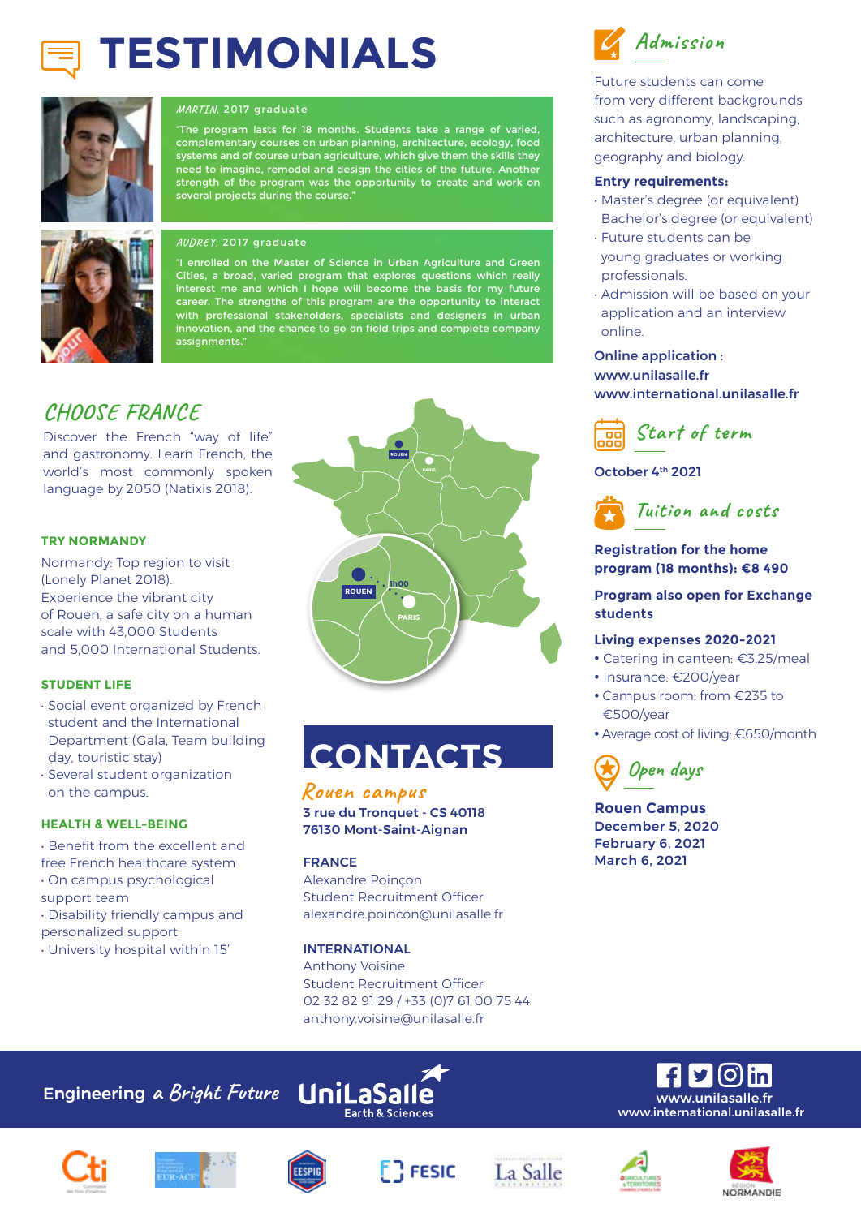# TESTIMONIALS

*MARTIN*, 2017 graduate

"The program lasts for 18 months. Students take a range of varied, complementary courses on urban planning, architecture, ecology, food systems and of course urban agriculture, which give them the skills they need to imagine, remodel and design the cities of the future. Another strength of the program was the opportunity to create and work on several projects during the course."

*AUDREY*, 2017 graduate

"I enrolled on the Master of Science in Urban Agriculture and Green Cities, a broad, varied program that explores questions which really interest me and which I hope will become the basis for my future career. The strengths of this program are the opportunity to interact with professional stakeholders, specialists and designers in urban innovation, and the chance to go on field trips and complete company assignments."

## CHOOSE FRANCE

Discover the French "way of life" and gastronomy. Learn French, the world's most commonly spoken language by 2050 (Natixis 2018).

### TRY NORMANDY

Normandy: Top region to visit (Lonely Planet 2018).
Experience the vibrant city of Rouen, a safe city on a human scale with 43,000 Students and 5,000 International Students.

### STUDENT LIFE

- Social event organized by French student and the International Department (Gala, Team building day, touristic stay)
- Several student organization on the campus.

### HEALTH & WELL-BEING

- Benefit from the excellent and free French healthcare system
- On campus psychological support team
- Disability friendly campus and personalized support
- University hospital within 15'

ROUEN
PARIS
1h00

## CONTACTS

### Rouen campus

**3 rue du Tronquet - CS 40118**
**76130 Mont-Saint-Aignan**

**FRANCE**
Alexandre Poinçon
Student Recruitment Officer
alexandre.poincon@unilasalle.fr

**INTERNATIONAL**
Anthony Voisine
Student Recruitment Officer
02 32 82 91 29 / +33 (0)7 61 00 75 44
anthony.voisine@unilasalle.fr

## Admission

Future students can come from very different backgrounds such as agronomy, landscaping, architecture, urban planning, geography and biology.

**Entry requirements:**

- Master's degree (or equivalent) Bachelor's degree (or equivalent)
- Future students can be young graduates or working professionals.
- Admission will be based on your application and an interview online.

**Online application :**
**www.unilasalle.fr**
**www.international.unilasalle.fr**

## Start of term

**October 4th 2021**

## Tuition and costs

**Registration for the home program (18 months): €8 490**

**Program also open for Exchange students**

**Living expenses 2020-2021**

- Catering in canteen: €3.25/meal
- Insurance: €200/year
- Campus room: from €235 to €500/year
- Average cost of living: €650/month

## Open days

**Rouen Campus**
**December 5, 2020**
**February 6, 2021**
**March 6, 2021**

Engineering *a Bright Future* UniLaSalle Earth & Sciences

www.unilasalle.fr
www.international.unilasalle.fr